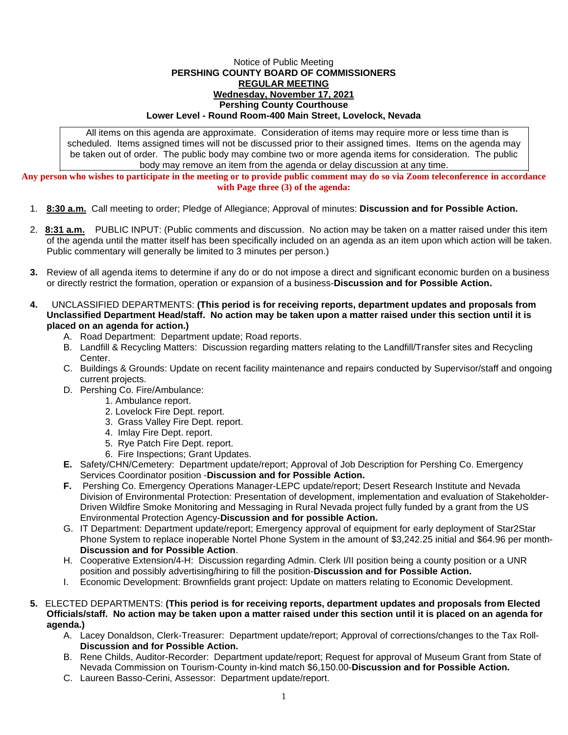Notice of Public Meeting

**PERSHING COUNTY BOARD OF COMMISSIONERS**

**REGULAR MEETING**

**Wednesday, November 17, 2021**

**Pershing County Courthouse**

**Lower Level - Round Room-400 Main Street, Lovelock, Nevada**

All items on this agenda are approximate. Consideration of items may require more or less time than is scheduled. Items assigned times will not be discussed prior to their assigned times. Items on the agenda may be taken out of order. The public body may combine two or more agenda items for consideration. The public body may remove an item from the agenda or delay discussion at any time.

**Any person who wishes to participate in the meeting or to provide public comment may do so via Zoom teleconference in accordance with Page three (3) of the agenda:**

1. **8:30 a.m.** Call meeting to order; Pledge of Allegiance; Approval of minutes: **Discussion and for Possible Action.**

2. **8:31 a.m.** PUBLIC INPUT: (Public comments and discussion. No action may be taken on a matter raised under this item of the agenda until the matter itself has been specifically included on an agenda as an item upon which action will be taken. Public commentary will generally be limited to 3 minutes per person.)

3. Review of all agenda items to determine if any do or do not impose a direct and significant economic burden on a business or directly restrict the formation, operation or expansion of a business-**Discussion and for Possible Action.**

4. UNCLASSIFIED DEPARTMENTS: **(This period is for receiving reports, department updates and proposals from Unclassified Department Head/staff. No action may be taken upon a matter raised under this section until it is placed on an agenda for action.)**
   - A. Road Department: Department update; Road reports.
   - B. Landfill & Recycling Matters: Discussion regarding matters relating to the Landfill/Transfer sites and Recycling Center.
   - C. Buildings & Grounds: Update on recent facility maintenance and repairs conducted by Supervisor/staff and ongoing current projects.
   - D. Pershing Co. Fire/Ambulance:
     1. Ambulance report.
     2. Lovelock Fire Dept. report.
     3. Grass Valley Fire Dept. report.
     4. Imlay Fire Dept. report.
     5. Rye Patch Fire Dept. report.
     6. Fire Inspections; Grant Updates.
   - **E.** Safety/CHN/Cemetery: Department update/report; Approval of Job Description for Pershing Co. Emergency Services Coordinator position -**Discussion and for Possible Action.**
   - **F.** Pershing Co. Emergency Operations Manager-LEPC update/report; Desert Research Institute and Nevada Division of Environmental Protection: Presentation of development, implementation and evaluation of Stakeholder-Driven Wildfire Smoke Monitoring and Messaging in Rural Nevada project fully funded by a grant from the US Environmental Protection Agency-**Discussion and for possible Action.**
   - G. IT Department: Department update/report; Emergency approval of equipment for early deployment of Star2Star Phone System to replace inoperable Nortel Phone System in the amount of $3,242.25 initial and $64.96 per month-**Discussion and for Possible Action**.
   - H. Cooperative Extension/4-H: Discussion regarding Admin. Clerk I/II position being a county position or a UNR position and possibly advertising/hiring to fill the position-**Discussion and for Possible Action.**
   - I. Economic Development: Brownfields grant project: Update on matters relating to Economic Development.

5. ELECTED DEPARTMENTS: **(This period is for receiving reports, department updates and proposals from Elected Officials/staff. No action may be taken upon a matter raised under this section until it is placed on an agenda for agenda.)**
   - A. Lacey Donaldson, Clerk-Treasurer: Department update/report; Approval of corrections/changes to the Tax Roll-**Discussion and for Possible Action.**
   - B. Rene Childs, Auditor-Recorder: Department update/report; Request for approval of Museum Grant from State of Nevada Commission on Tourism-County in-kind match $6,150.00-**Discussion and for Possible Action.**
   - C. Laureen Basso-Cerini, Assessor: Department update/report.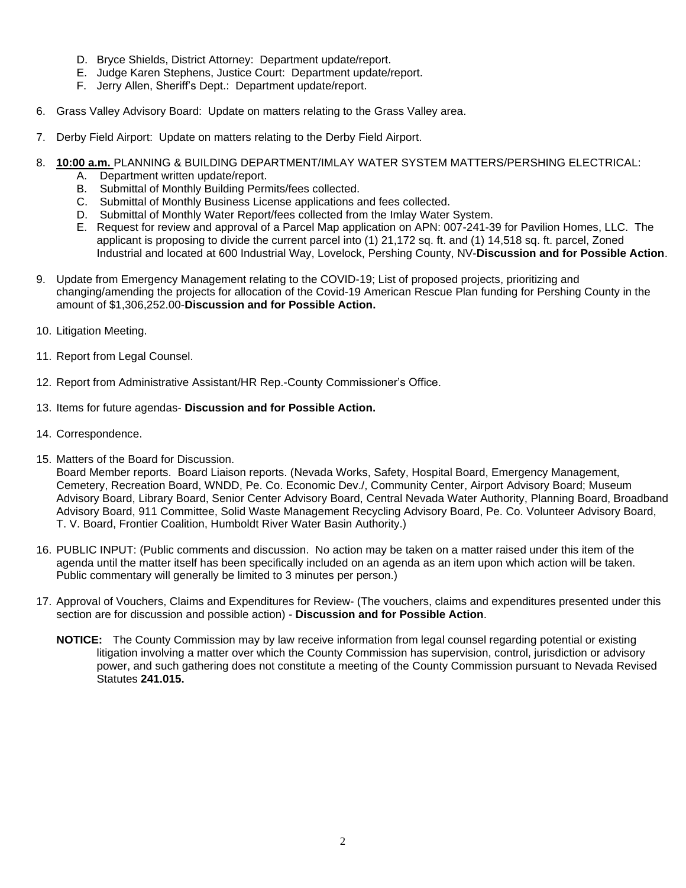D. Bryce Shields, District Attorney: Department update/report.
   E. Judge Karen Stephens, Justice Court: Department update/report.
   F. Jerry Allen, Sheriff's Dept.: Department update/report.

6. Grass Valley Advisory Board: Update on matters relating to the Grass Valley area.

7. Derby Field Airport: Update on matters relating to the Derby Field Airport.

8. **10:00 a.m.** PLANNING & BUILDING DEPARTMENT/IMLAY WATER SYSTEM MATTERS/PERSHING ELECTRICAL:
   A. Department written update/report.
   B. Submittal of Monthly Building Permits/fees collected.
   C. Submittal of Monthly Business License applications and fees collected.
   D. Submittal of Monthly Water Report/fees collected from the Imlay Water System.
   E. Request for review and approval of a Parcel Map application on APN: 007-241-39 for Pavilion Homes, LLC. The applicant is proposing to divide the current parcel into (1) 21,172 sq. ft. and (1) 14,518 sq. ft. parcel, Zoned Industrial and located at 600 Industrial Way, Lovelock, Pershing County, NV-**Discussion and for Possible Action**.

9. Update from Emergency Management relating to the COVID-19; List of proposed projects, prioritizing and changing/amending the projects for allocation of the Covid-19 American Rescue Plan funding for Pershing County in the amount of $1,306,252.00-**Discussion and for Possible Action.**

10. Litigation Meeting.

11. Report from Legal Counsel.

12. Report from Administrative Assistant/HR Rep.-County Commissioner's Office.

13. Items for future agendas- **Discussion and for Possible Action.**

14. Correspondence.

15. Matters of the Board for Discussion.
    Board Member reports. Board Liaison reports. (Nevada Works, Safety, Hospital Board, Emergency Management, Cemetery, Recreation Board, WNDD, Pe. Co. Economic Dev./, Community Center, Airport Advisory Board; Museum Advisory Board, Library Board, Senior Center Advisory Board, Central Nevada Water Authority, Planning Board, Broadband Advisory Board, 911 Committee, Solid Waste Management Recycling Advisory Board, Pe. Co. Volunteer Advisory Board, T. V. Board, Frontier Coalition, Humboldt River Water Basin Authority.)

16. PUBLIC INPUT: (Public comments and discussion. No action may be taken on a matter raised under this item of the agenda until the matter itself has been specifically included on an agenda as an item upon which action will be taken. Public commentary will generally be limited to 3 minutes per person.)

17. Approval of Vouchers, Claims and Expenditures for Review- (The vouchers, claims and expenditures presented under this section are for discussion and possible action) - **Discussion and for Possible Action**.

**NOTICE:** The County Commission may by law receive information from legal counsel regarding potential or existing litigation involving a matter over which the County Commission has supervision, control, jurisdiction or advisory power, and such gathering does not constitute a meeting of the County Commission pursuant to Nevada Revised Statutes **241.015.**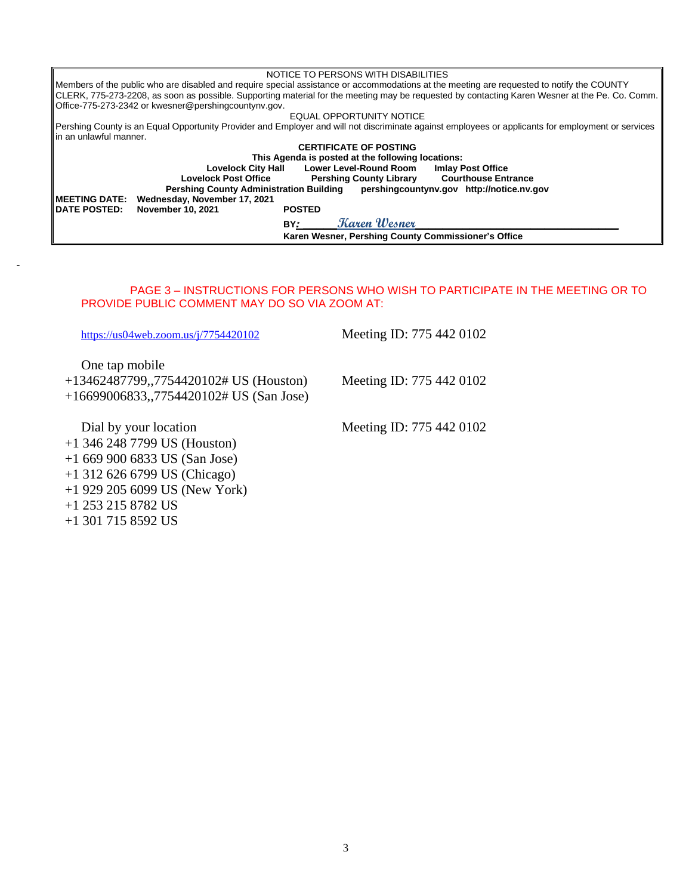NOTICE TO PERSONS WITH DISABILITIES

Members of the public who are disabled and require special assistance or accommodations at the meeting are requested to notify the COUNTY CLERK, 775-273-2208, as soon as possible. Supporting material for the meeting may be requested by contacting Karen Wesner at the Pe. Co. Comm. Office-775-273-2342 or kwesner@pershingcountynv.gov.

EQUAL OPPORTUNITY NOTICE

Pershing County is an Equal Opportunity Provider and Employer and will not discriminate against employees or applicants for employment or services in an unlawful manner.

**CERTIFICATE OF POSTING**

**This Agenda is posted at the following locations:**

**Lovelock City Hall    Lower Level-Round Room    Imlay Post Office**

**Lovelock Post Office    Pershing County Library    Courthouse Entrance**

**Pershing County Administration Building    pershingcountynv.gov    http://notice.nv.gov**

**MEETING DATE:** **Wednesday, November 17, 2021**

**DATE POSTED:** **November 10, 2021**    **POSTED**

**BY:** *Karen Wesner*

**Karen Wesner, Pershing County Commissioner's Office**

-

PAGE 3 – INSTRUCTIONS FOR PERSONS WHO WISH TO PARTICIPATE IN THE MEETING OR TO PROVIDE PUBLIC COMMENT MAY DO SO VIA ZOOM AT:

https://us04web.zoom.us/j/7754420102    Meeting ID: 775 442 0102

One tap mobile
+13462487799,,7754420102# US (Houston)    Meeting ID: 775 442 0102
+16699006833,,7754420102# US (San Jose)

Dial by your location    Meeting ID: 775 442 0102
+1 346 248 7799 US (Houston)
+1 669 900 6833 US (San Jose)
+1 312 626 6799 US (Chicago)
+1 929 205 6099 US (New York)
+1 253 215 8782 US
+1 301 715 8592 US